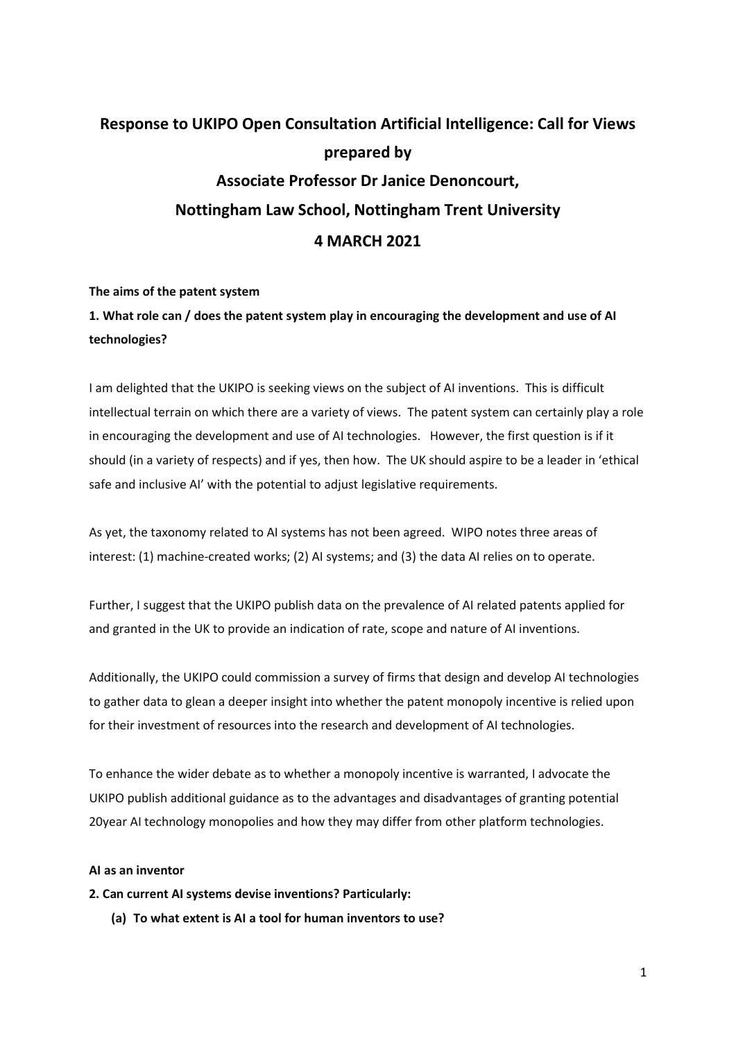# Response to UKIPO Open Consultation Artificial Intelligence: Call for Views prepared by Associate Professor Dr Janice Denoncourt, Nottingham Law School, Nottingham Trent University 4 MARCH 2021

## The aims of the patent system

### 1. What role can / does the patent system play in encouraging the development and use of AI technologies?

I am delighted that the UKIPO is seeking views on the subject of AI inventions. This is difficult intellectual terrain on which there are a variety of views. The patent system can certainly play a role in encouraging the development and use of AI technologies. However, the first question is if it should (in a variety of respects) and if yes, then how. The UK should aspire to be a leader in 'ethical safe and inclusive AI' with the potential to adjust legislative requirements.

As yet, the taxonomy related to AI systems has not been agreed. WIPO notes three areas of interest: (1) machine-created works; (2) AI systems; and (3) the data AI relies on to operate.

Further, I suggest that the UKIPO publish data on the prevalence of AI related patents applied for and granted in the UK to provide an indication of rate, scope and nature of AI inventions.

Additionally, the UKIPO could commission a survey of firms that design and develop AI technologies to gather data to glean a deeper insight into whether the patent monopoly incentive is relied upon for their investment of resources into the research and development of AI technologies.

To enhance the wider debate as to whether a monopoly incentive is warranted, I advocate the UKIPO publish additional guidance as to the advantages and disadvantages of granting potential 20year AI technology monopolies and how they may differ from other platform technologies.

## AI as an inventor

### 2. Can current AI systems devise inventions? Particularly:

**(a) To what extent is AI a tool for human inventors to use?**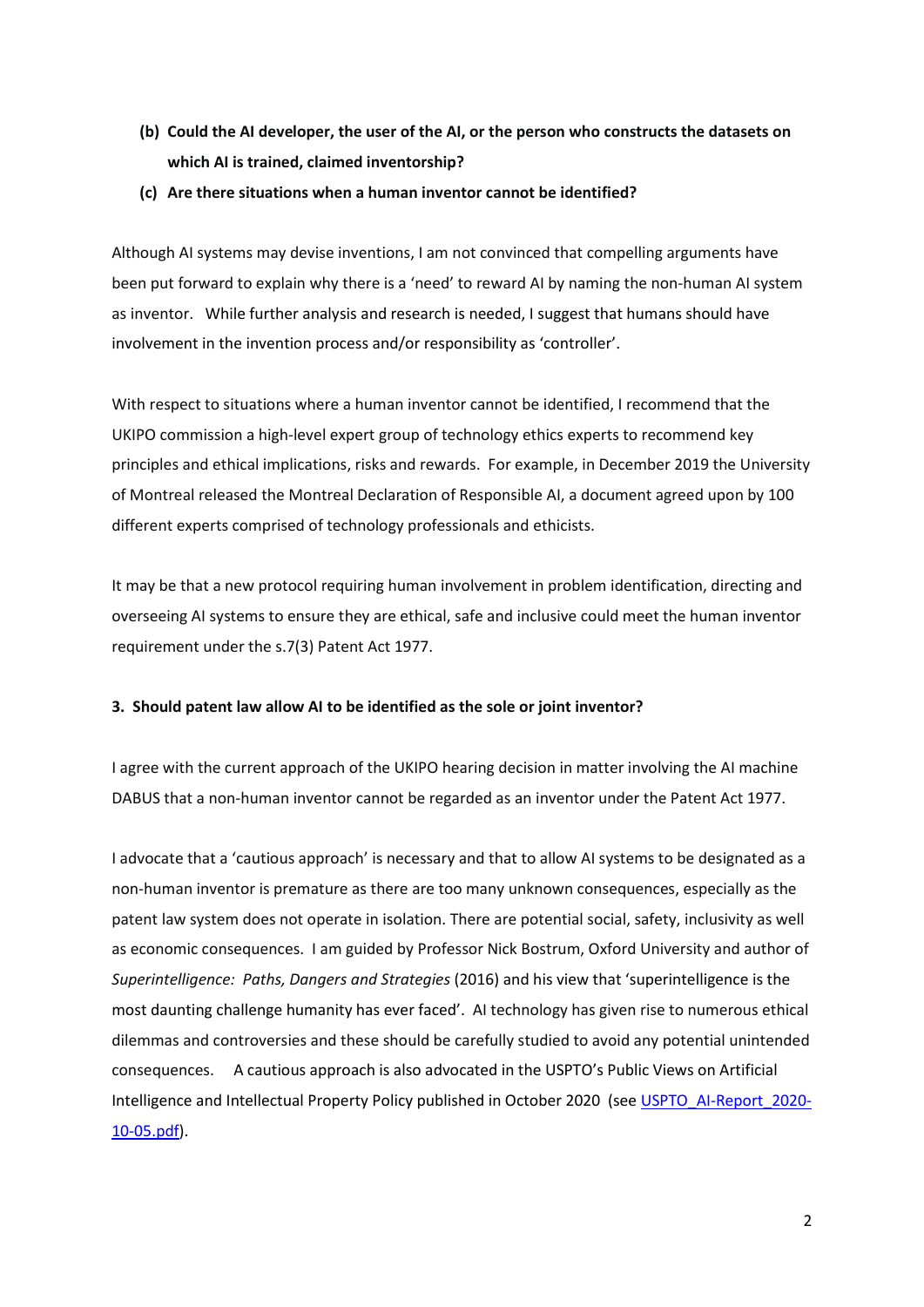**(b) Could the AI developer, the user of the AI, or the person who constructs the datasets on which AI is trained, claimed inventorship?**

**(c) Are there situations when a human inventor cannot be identified?**

Although AI systems may devise inventions, I am not convinced that compelling arguments have been put forward to explain why there is a 'need' to reward AI by naming the non-human AI system as inventor. While further analysis and research is needed, I suggest that humans should have involvement in the invention process and/or responsibility as 'controller'.

With respect to situations where a human inventor cannot be identified, I recommend that the UKIPO commission a high-level expert group of technology ethics experts to recommend key principles and ethical implications, risks and rewards. For example, in December 2019 the University of Montreal released the Montreal Declaration of Responsible AI, a document agreed upon by 100 different experts comprised of technology professionals and ethicists.

It may be that a new protocol requiring human involvement in problem identification, directing and overseeing AI systems to ensure they are ethical, safe and inclusive could meet the human inventor requirement under the s.7(3) Patent Act 1977.

**3. Should patent law allow AI to be identified as the sole or joint inventor?**

I agree with the current approach of the UKIPO hearing decision in matter involving the AI machine DABUS that a non-human inventor cannot be regarded as an inventor under the Patent Act 1977.

I advocate that a 'cautious approach' is necessary and that to allow AI systems to be designated as a non-human inventor is premature as there are too many unknown consequences, especially as the patent law system does not operate in isolation. There are potential social, safety, inclusivity as well as economic consequences. I am guided by Professor Nick Bostrum, Oxford University and author of *Superintelligence: Paths, Dangers and Strategies* (2016) and his view that 'superintelligence is the most daunting challenge humanity has ever faced'. AI technology has given rise to numerous ethical dilemmas and controversies and these should be carefully studied to avoid any potential unintended consequences. A cautious approach is also advocated in the USPTO's Public Views on Artificial Intelligence and Intellectual Property Policy published in October 2020 (see USPTO_AI-Report_2020-10-05.pdf).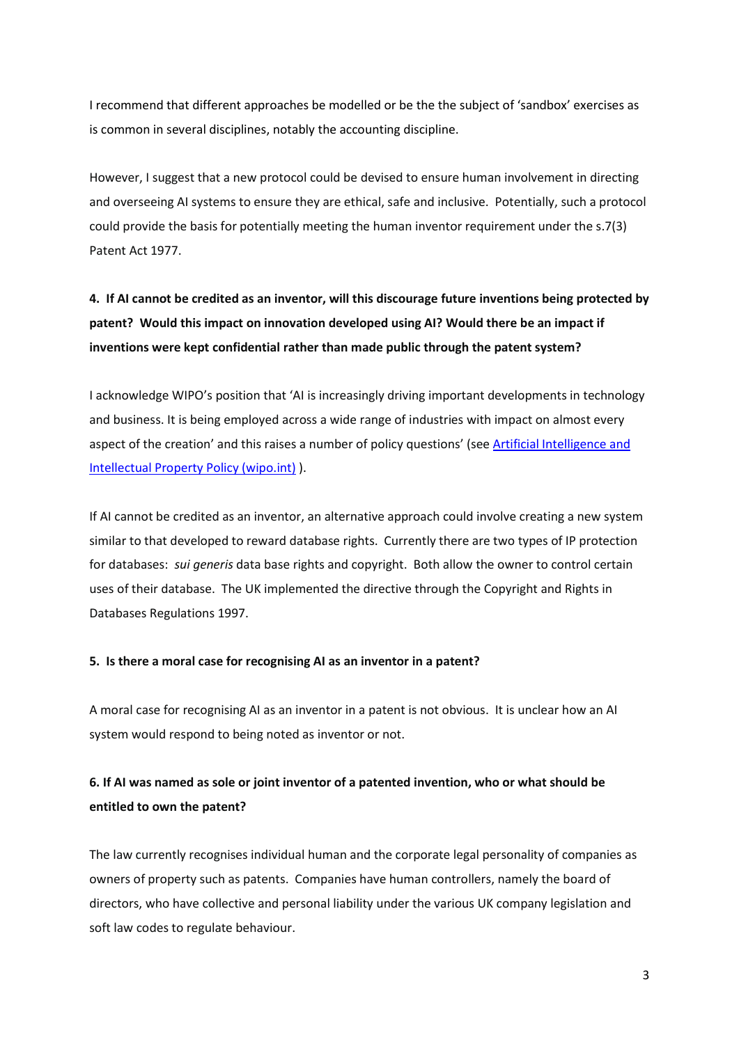I recommend that different approaches be modelled or be the the subject of 'sandbox' exercises as is common in several disciplines, notably the accounting discipline.

However, I suggest that a new protocol could be devised to ensure human involvement in directing and overseeing AI systems to ensure they are ethical, safe and inclusive. Potentially, such a protocol could provide the basis for potentially meeting the human inventor requirement under the s.7(3) Patent Act 1977.

**4. If AI cannot be credited as an inventor, will this discourage future inventions being protected by patent? Would this impact on innovation developed using AI? Would there be an impact if inventions were kept confidential rather than made public through the patent system?**

I acknowledge WIPO's position that 'AI is increasingly driving important developments in technology and business. It is being employed across a wide range of industries with impact on almost every aspect of the creation' and this raises a number of policy questions' (see [Artificial Intelligence and Intellectual Property Policy (wipo.int)](Artificial Intelligence and Intellectual Property Policy (wipo.int)) ).

If AI cannot be credited as an inventor, an alternative approach could involve creating a new system similar to that developed to reward database rights. Currently there are two types of IP protection for databases: *sui generis* data base rights and copyright. Both allow the owner to control certain uses of their database. The UK implemented the directive through the Copyright and Rights in Databases Regulations 1997.

**5. Is there a moral case for recognising AI as an inventor in a patent?**

A moral case for recognising AI as an inventor in a patent is not obvious. It is unclear how an AI system would respond to being noted as inventor or not.

**6. If AI was named as sole or joint inventor of a patented invention, who or what should be entitled to own the patent?**

The law currently recognises individual human and the corporate legal personality of companies as owners of property such as patents. Companies have human controllers, namely the board of directors, who have collective and personal liability under the various UK company legislation and soft law codes to regulate behaviour.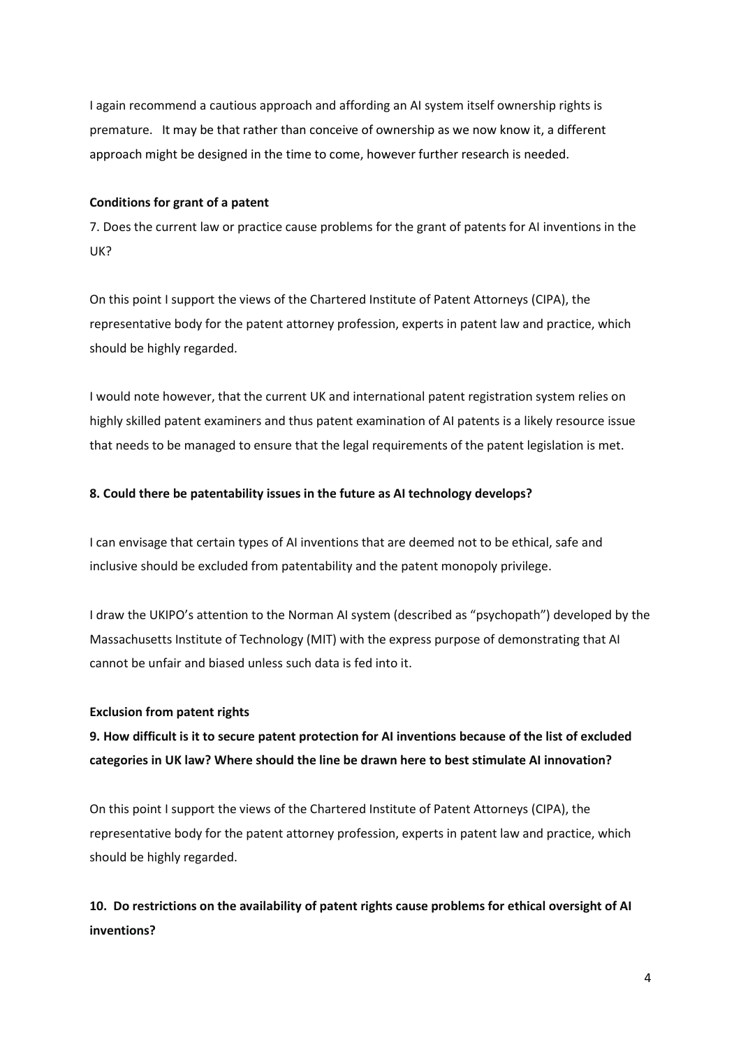I again recommend a cautious approach and affording an AI system itself ownership rights is premature.   It may be that rather than conceive of ownership as we now know it, a different approach might be designed in the time to come, however further research is needed.

**Conditions for grant of a patent**

7. Does the current law or practice cause problems for the grant of patents for AI inventions in the UK?

On this point I support the views of the Chartered Institute of Patent Attorneys (CIPA), the representative body for the patent attorney profession, experts in patent law and practice, which should be highly regarded.

I would note however, that the current UK and international patent registration system relies on highly skilled patent examiners and thus patent examination of AI patents is a likely resource issue that needs to be managed to ensure that the legal requirements of the patent legislation is met.

**8. Could there be patentability issues in the future as AI technology develops?**

I can envisage that certain types of AI inventions that are deemed not to be ethical, safe and inclusive should be excluded from patentability and the patent monopoly privilege.

I draw the UKIPO's attention to the Norman AI system (described as "psychopath") developed by the Massachusetts Institute of Technology (MIT) with the express purpose of demonstrating that AI cannot be unfair and biased unless such data is fed into it.

**Exclusion from patent rights**

**9. How difficult is it to secure patent protection for AI inventions because of the list of excluded categories in UK law? Where should the line be drawn here to best stimulate AI innovation?**

On this point I support the views of the Chartered Institute of Patent Attorneys (CIPA), the representative body for the patent attorney profession, experts in patent law and practice, which should be highly regarded.

**10. Do restrictions on the availability of patent rights cause problems for ethical oversight of AI inventions?**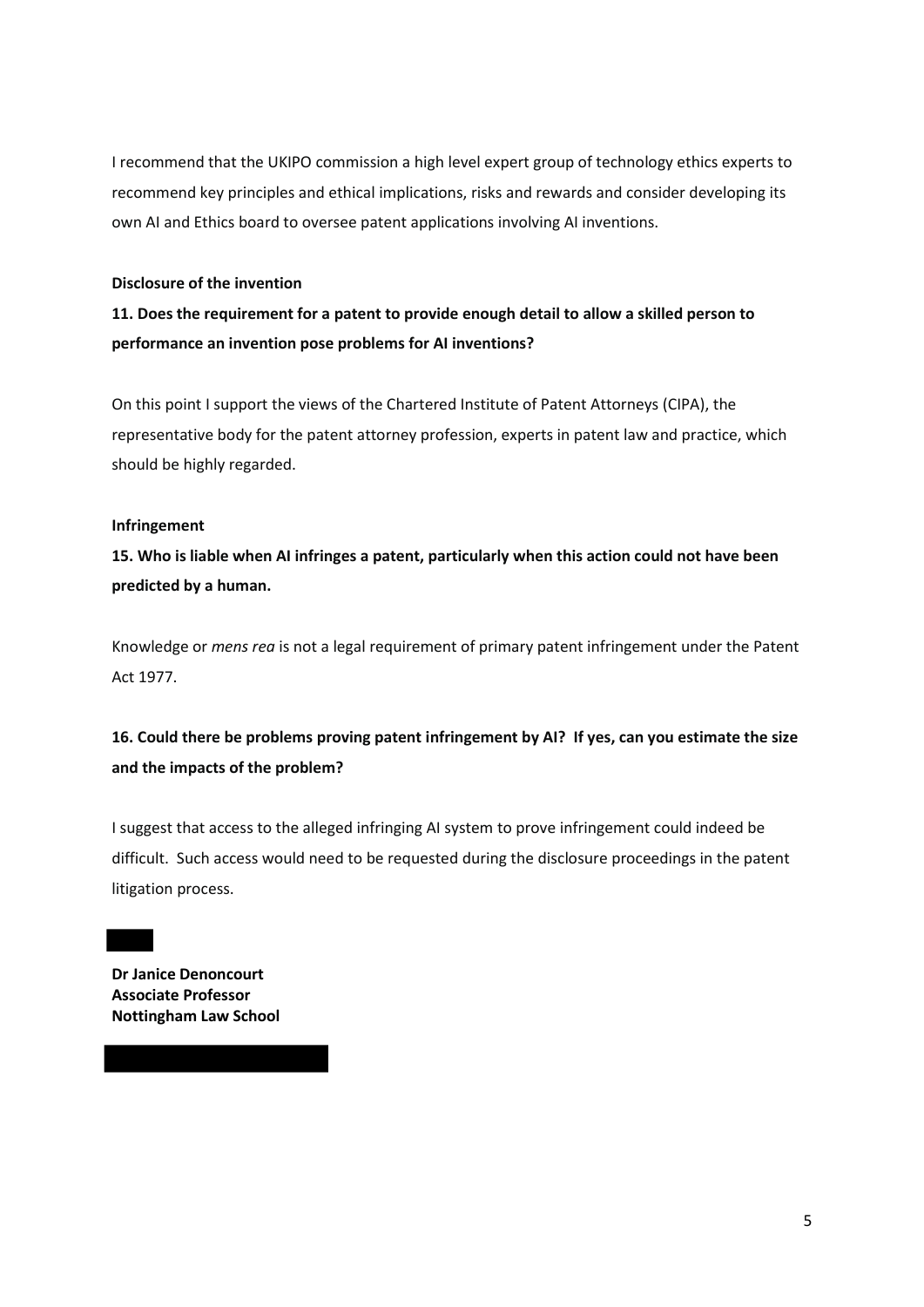I recommend that the UKIPO commission a high level expert group of technology ethics experts to recommend key principles and ethical implications, risks and rewards and consider developing its own AI and Ethics board to oversee patent applications involving AI inventions.

**Disclosure of the invention**

**11. Does the requirement for a patent to provide enough detail to allow a skilled person to performance an invention pose problems for AI inventions?**

On this point I support the views of the Chartered Institute of Patent Attorneys (CIPA), the representative body for the patent attorney profession, experts in patent law and practice, which should be highly regarded.

**Infringement**

**15. Who is liable when AI infringes a patent, particularly when this action could not have been predicted by a human.**

Knowledge or *mens rea* is not a legal requirement of primary patent infringement under the Patent Act 1977.

**16. Could there be problems proving patent infringement by AI? If yes, can you estimate the size and the impacts of the problem?**

I suggest that access to the alleged infringing AI system to prove infringement could indeed be difficult. Such access would need to be requested during the disclosure proceedings in the patent litigation process.

**Dr Janice Denoncourt**
**Associate Professor**
**Nottingham Law School**